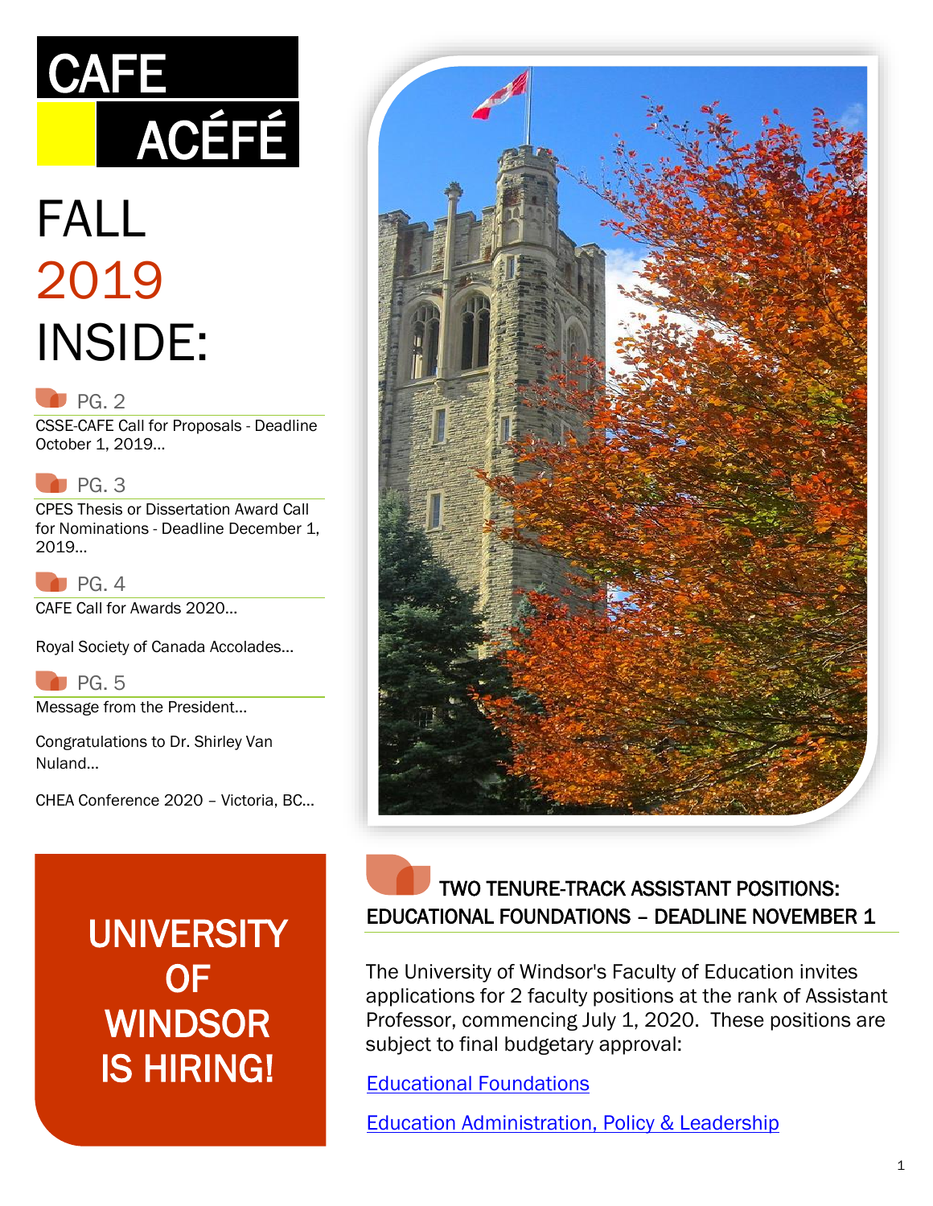# CAFE ACÉFÉ

# FALL 2019 INSIDE:

**PG. 2**

CSSE-CAFE Call for Proposals - Deadline October 1, 2019…

**PG. 3**

CPES Thesis or Dissertation Award Call for Nominations - Deadline December 1, 2019…

**PG. 4**

CAFE Call for Awards 2020…

Royal Society of Canada Accolades…

**PG. 5**

Message from the President…

Congratulations to Dr. Shirley Van Nuland…

CHEA Conference 2020 – Victoria, BC…

## UNIVERSITY OF WINDSOR IS HIRING!

## TWO TENURE-TRACK ASSISTANT POSITIONS: EDUCATIONAL FOUNDATIONS – DEADLINE NOVEMBER 1

The University of Windsor's Faculty of Education invites applications for 2 faculty positions at the rank of Assistant Professor, commencing July 1, 2020. These positions are subject to final budgetary approval:

Educational Foundations

Education Administration, Policy & Leadership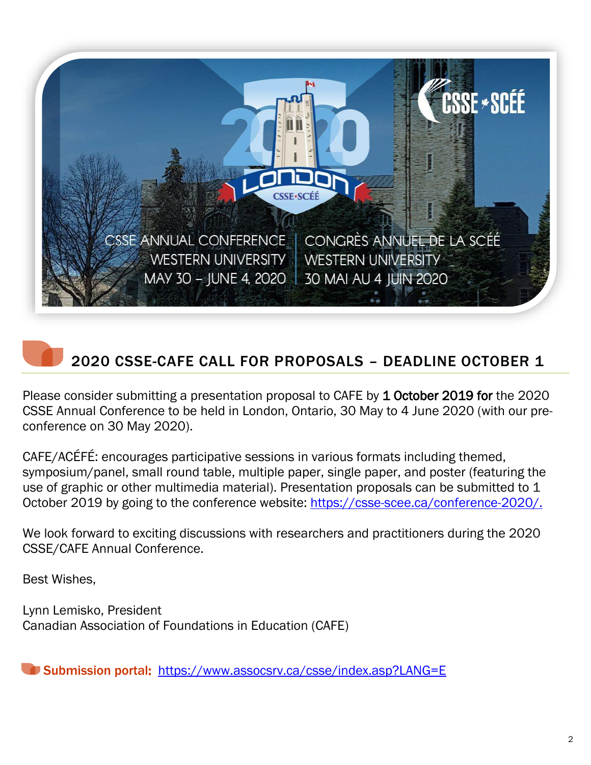CSSE ANNUAL CONFERENCE
WESTERN UNIVERSITY
MAY 30 – JUNE 4, 2020

CONGRÈS ANNUEL DE LA SCÉÉ
WESTERN UNIVERSITY
30 MAI AU 4 JUIN 2020

## 2020 CSSE-CAFE CALL FOR PROPOSALS – DEADLINE OCTOBER 1

Please consider submitting a presentation proposal to CAFE by **1 October 2019 for** the 2020 CSSE Annual Conference to be held in London, Ontario, 30 May to 4 June 2020 (with our pre-conference on 30 May 2020).

CAFE/ACÉFÉ: encourages participative sessions in various formats including themed, symposium/panel, small round table, multiple paper, single paper, and poster (featuring the use of graphic or other multimedia material). Presentation proposals can be submitted to 1 October 2019 by going to the conference website: https://csse-scee.ca/conference-2020/.

We look forward to exciting discussions with researchers and practitioners during the 2020 CSSE/CAFE Annual Conference.

Best Wishes,

Lynn Lemisko, President
Canadian Association of Foundations in Education (CAFE)

**Submission portal:** https://www.assocsrv.ca/csse/index.asp?LANG=E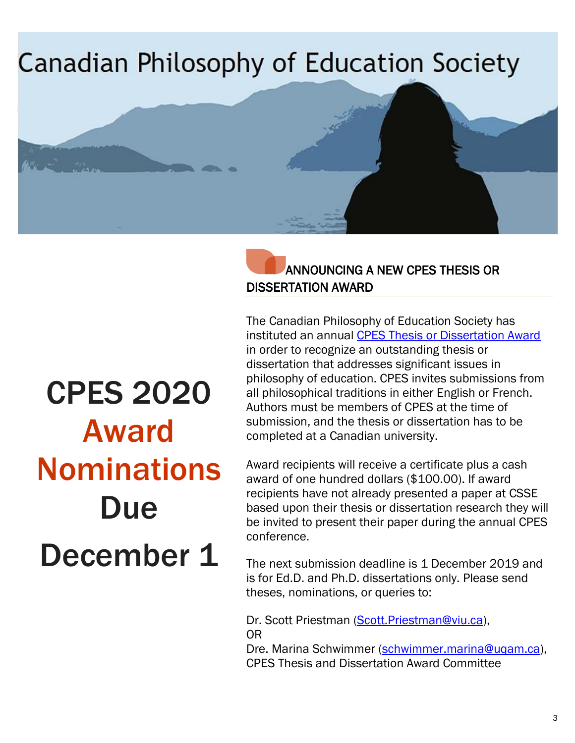# Canadian Philosophy of Education Society

# CPES 2020 Award Nominations Due December 1

## ANNOUNCING A NEW CPES THESIS OR DISSERTATION AWARD

The Canadian Philosophy of Education Society has instituted an annual CPES Thesis or Dissertation Award in order to recognize an outstanding thesis or dissertation that addresses significant issues in philosophy of education. CPES invites submissions from all philosophical traditions in either English or French. Authors must be members of CPES at the time of submission, and the thesis or dissertation has to be completed at a Canadian university.

Award recipients will receive a certificate plus a cash award of one hundred dollars ($100.00). If award recipients have not already presented a paper at CSSE based upon their thesis or dissertation research they will be invited to present their paper during the annual CPES conference.

The next submission deadline is 1 December 2019 and is for Ed.D. and Ph.D. dissertations only. Please send theses, nominations, or queries to:

Dr. Scott Priestman (Scott.Priestman@viu.ca),
OR
Dre. Marina Schwimmer (schwimmer.marina@uqam.ca),
CPES Thesis and Dissertation Award Committee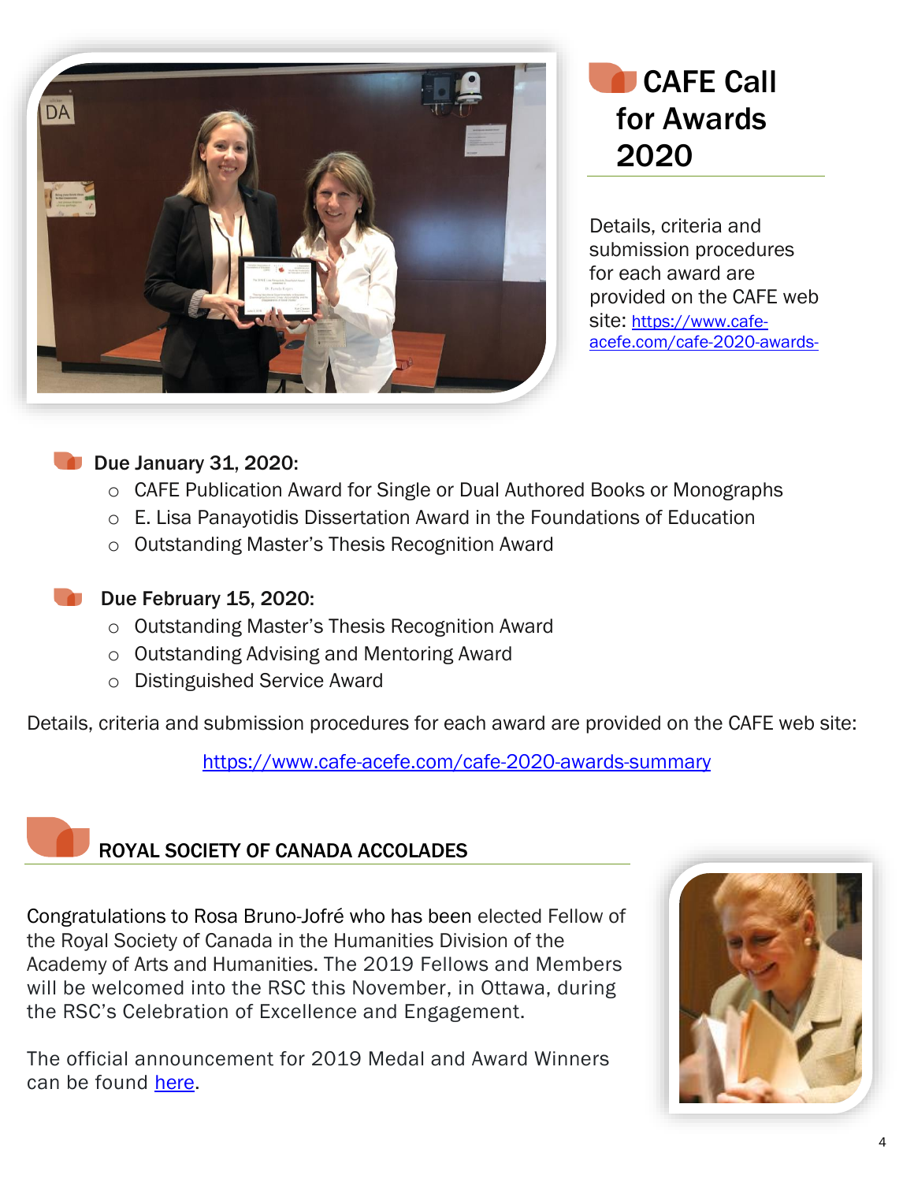## CAFE Call for Awards 2020

Details, criteria and submission procedures for each award are provided on the CAFE web site: https://www.cafe-acefe.com/cafe-2020-awards-

**Due January 31, 2020:**

- CAFE Publication Award for Single or Dual Authored Books or Monographs
- E. Lisa Panayotidis Dissertation Award in the Foundations of Education
- Outstanding Master's Thesis Recognition Award

**Due February 15, 2020:**

- Outstanding Master's Thesis Recognition Award
- Outstanding Advising and Mentoring Award
- Distinguished Service Award

Details, criteria and submission procedures for each award are provided on the CAFE web site:

https://www.cafe-acefe.com/cafe-2020-awards-summary

## ROYAL SOCIETY OF CANADA ACCOLADES

Congratulations to Rosa Bruno-Jofré who has been elected Fellow of the Royal Society of Canada in the Humanities Division of the Academy of Arts and Humanities. The 2019 Fellows and Members will be welcomed into the RSC this November, in Ottawa, during the RSC's Celebration of Excellence and Engagement.

The official announcement for 2019 Medal and Award Winners can be found here.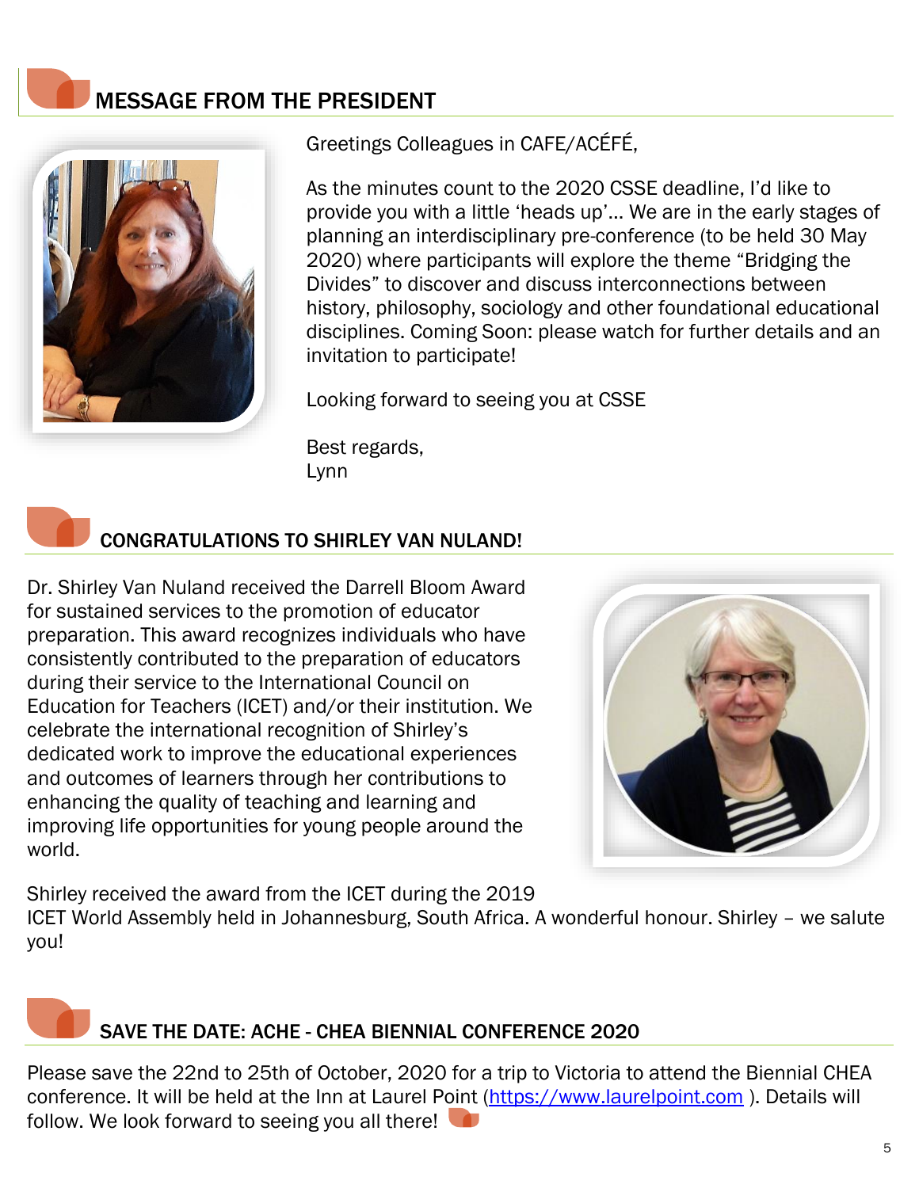## MESSAGE FROM THE PRESIDENT

Greetings Colleagues in CAFE/ACÉFÉ,

As the minutes count to the 2020 CSSE deadline, I'd like to provide you with a little 'heads up'… We are in the early stages of planning an interdisciplinary pre-conference (to be held 30 May 2020) where participants will explore the theme "Bridging the Divides" to discover and discuss interconnections between history, philosophy, sociology and other foundational educational disciplines. Coming Soon: please watch for further details and an invitation to participate!

Looking forward to seeing you at CSSE

Best regards,
Lynn

## CONGRATULATIONS TO SHIRLEY VAN NULAND!

Dr. Shirley Van Nuland received the Darrell Bloom Award for sustained services to the promotion of educator preparation. This award recognizes individuals who have consistently contributed to the preparation of educators during their service to the International Council on Education for Teachers (ICET) and/or their institution. We celebrate the international recognition of Shirley's dedicated work to improve the educational experiences and outcomes of learners through her contributions to enhancing the quality of teaching and learning and improving life opportunities for young people around the world.

Shirley received the award from the ICET during the 2019 ICET World Assembly held in Johannesburg, South Africa. A wonderful honour. Shirley – we salute you!

## SAVE THE DATE: ACHE - CHEA BIENNIAL CONFERENCE 2020

Please save the 22nd to 25th of October, 2020 for a trip to Victoria to attend the Biennial CHEA conference. It will be held at the Inn at Laurel Point (https://www.laurelpoint.com ). Details will follow. We look forward to seeing you all there!